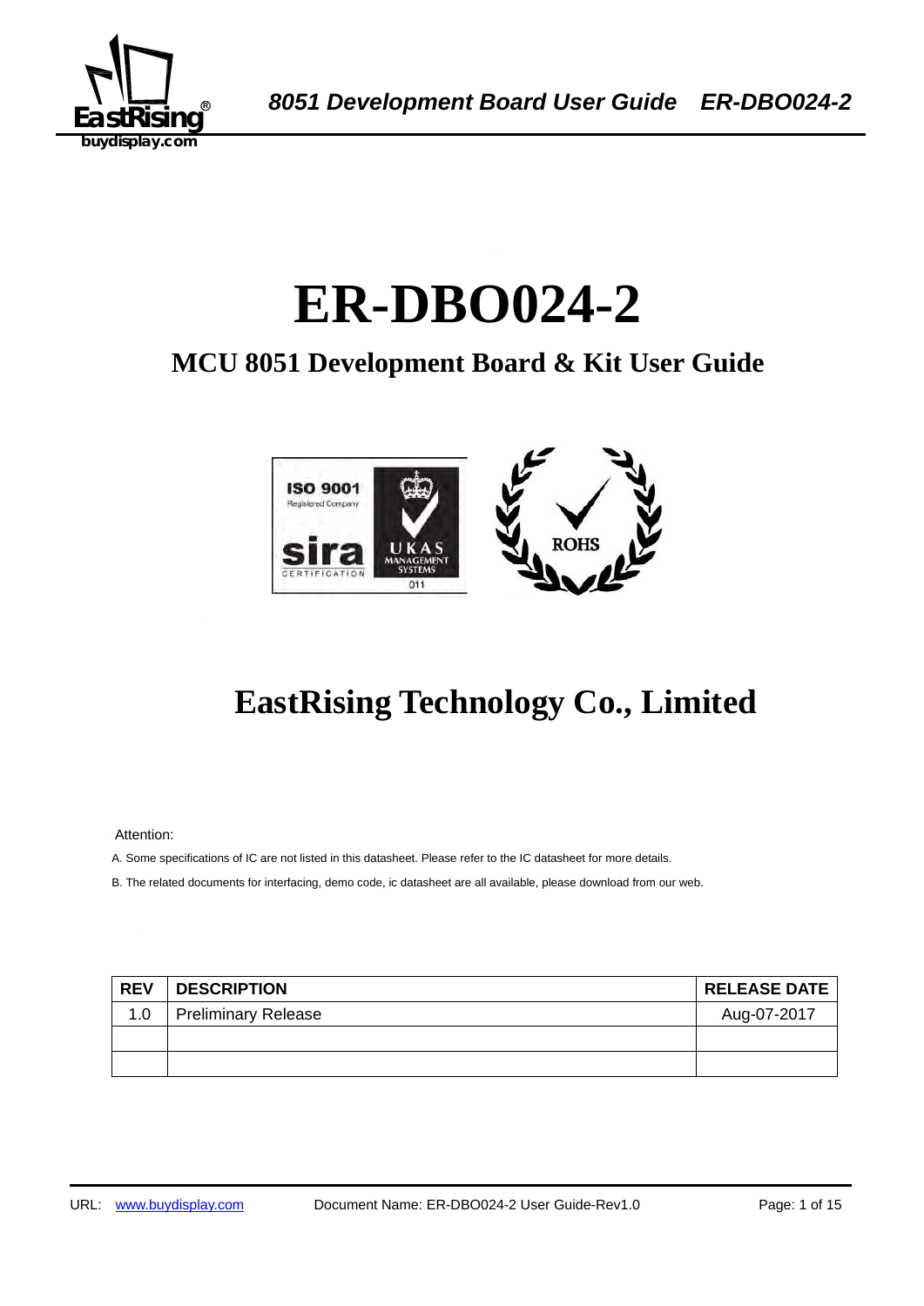# ER-DBO024-2

## MCU 8051 Development Board & Kit User Guide

## EastRising Technology Co., Limited

Attention:

A. Some specifications of IC are not listed in this datasheet. Please refer to the IC datasheet for more details.

B. The related documents for interfacing, demo code, ic datasheet are all available, please download from our web.

| REV | DESCRIPTION | RELEASE DATE |
|---|---|---|
| 1.0 | Preliminary Release | Aug-07-2017 |
| | | |
| | | |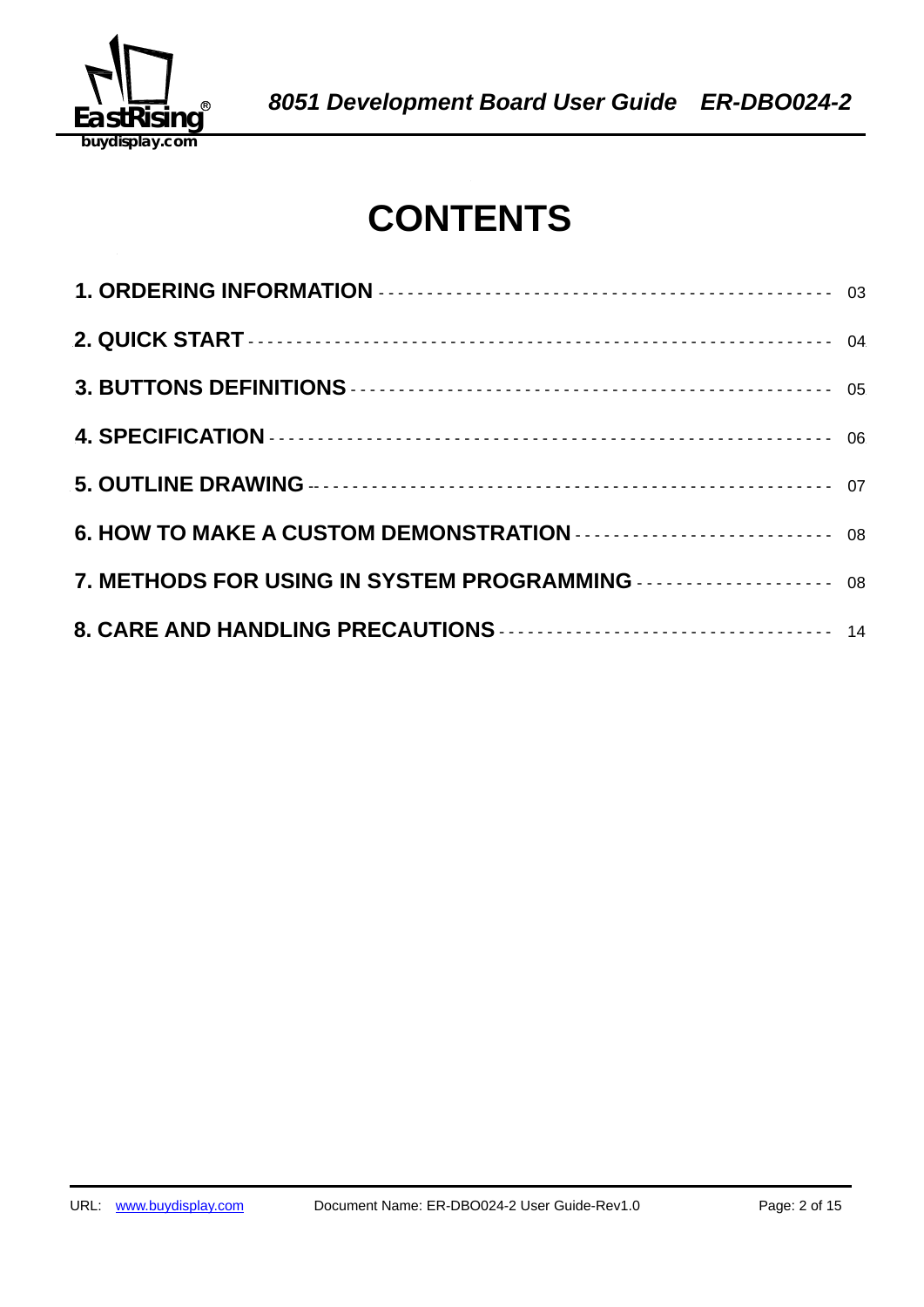# CONTENTS

**1. ORDERING INFORMATION** ---------------------------------------------- 03

**2. QUICK START** ---------------------------------------------------------- 04

**3. BUTTONS DEFINITIONS** ---------------------------------------------- 05

**4. SPECIFICATION** ------------------------------------------------------ 06

**5. OUTLINE DRAWING** -------------------------------------------------- 07

**6. HOW TO MAKE A CUSTOM DEMONSTRATION** ------------------------- 08

**7. METHODS FOR USING IN SYSTEM PROGRAMMING** ------------------- 08

**8. CARE AND HANDLING PRECAUTIONS** -------------------------------- 14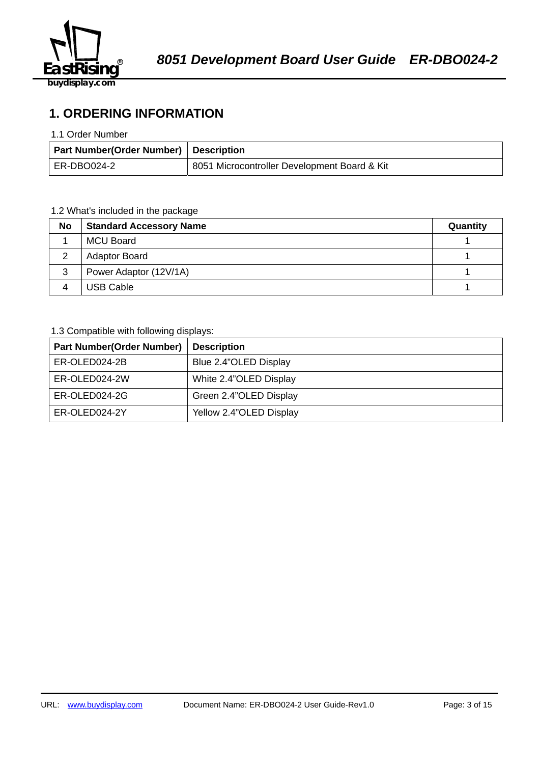# 1. ORDERING INFORMATION

1.1 Order Number

| Part Number(Order Number) | Description |
|---|---|
| ER-DBO024-2 | 8051 Microcontroller Development Board & Kit |

1.2 What's included in the package

| No | Standard Accessory Name | Quantity |
|---|---|---|
| 1 | MCU Board | 1 |
| 2 | Adaptor Board | 1 |
| 3 | Power Adaptor (12V/1A) | 1 |
| 4 | USB Cable | 1 |

1.3 Compatible with following displays:

| Part Number(Order Number) | Description |
|---|---|
| ER-OLED024-2B | Blue 2.4"OLED Display |
| ER-OLED024-2W | White 2.4"OLED Display |
| ER-OLED024-2G | Green 2.4"OLED Display |
| ER-OLED024-2Y | Yellow 2.4"OLED Display |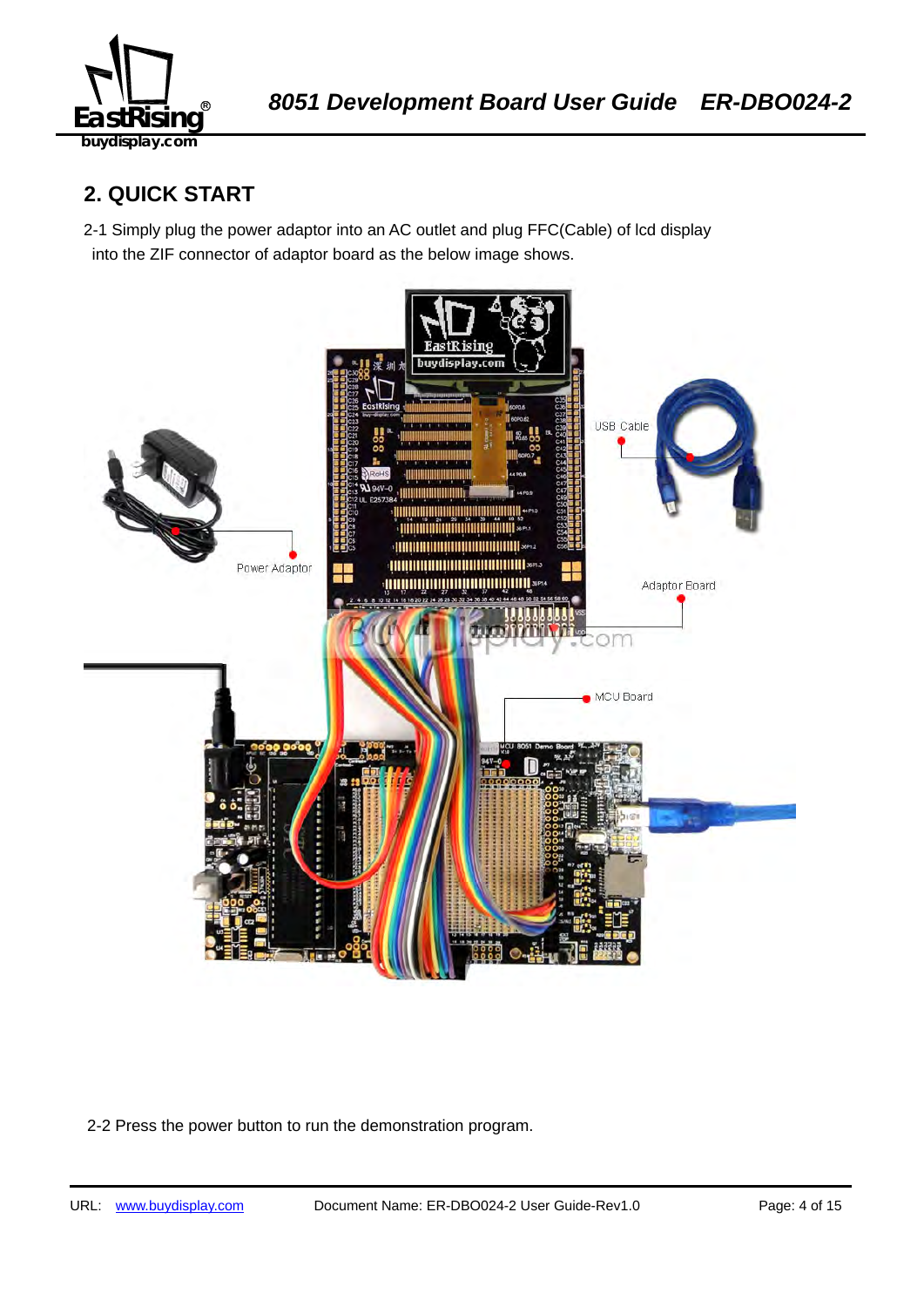## 2. QUICK START

2-1 Simply plug the power adaptor into an AC outlet and plug FFC(Cable) of lcd display into the ZIF connector of adaptor board as the below image shows.

2-2 Press the power button to run the demonstration program.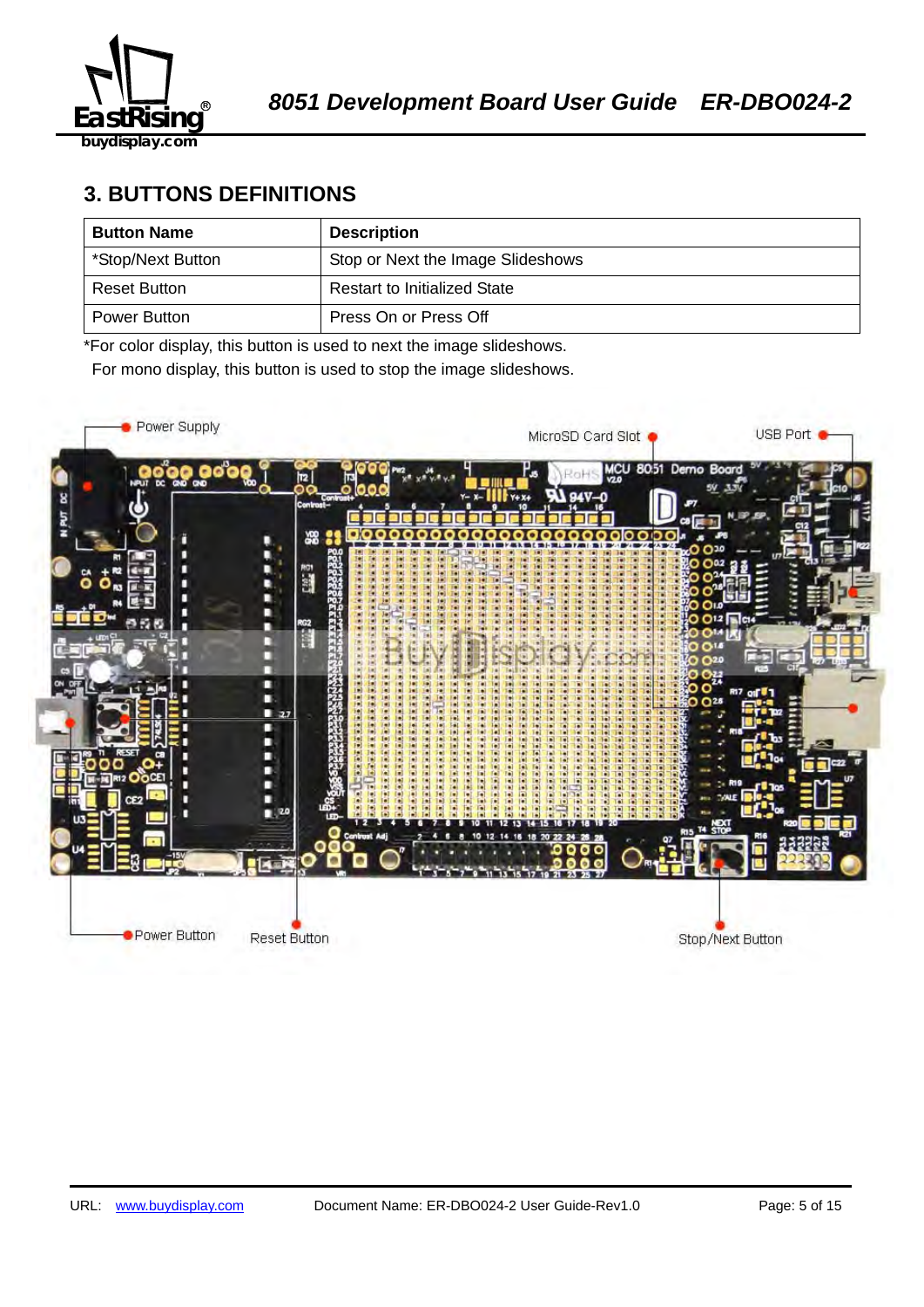## 3. BUTTONS DEFINITIONS

| Button Name | Description |
|---|---|
| *Stop/Next Button | Stop or Next the Image Slideshows |
| Reset Button | Restart to Initialized State |
| Power Button | Press On or Press Off |

*For color display, this button is used to next the image slideshows.
For mono display, this button is used to stop the image slideshows.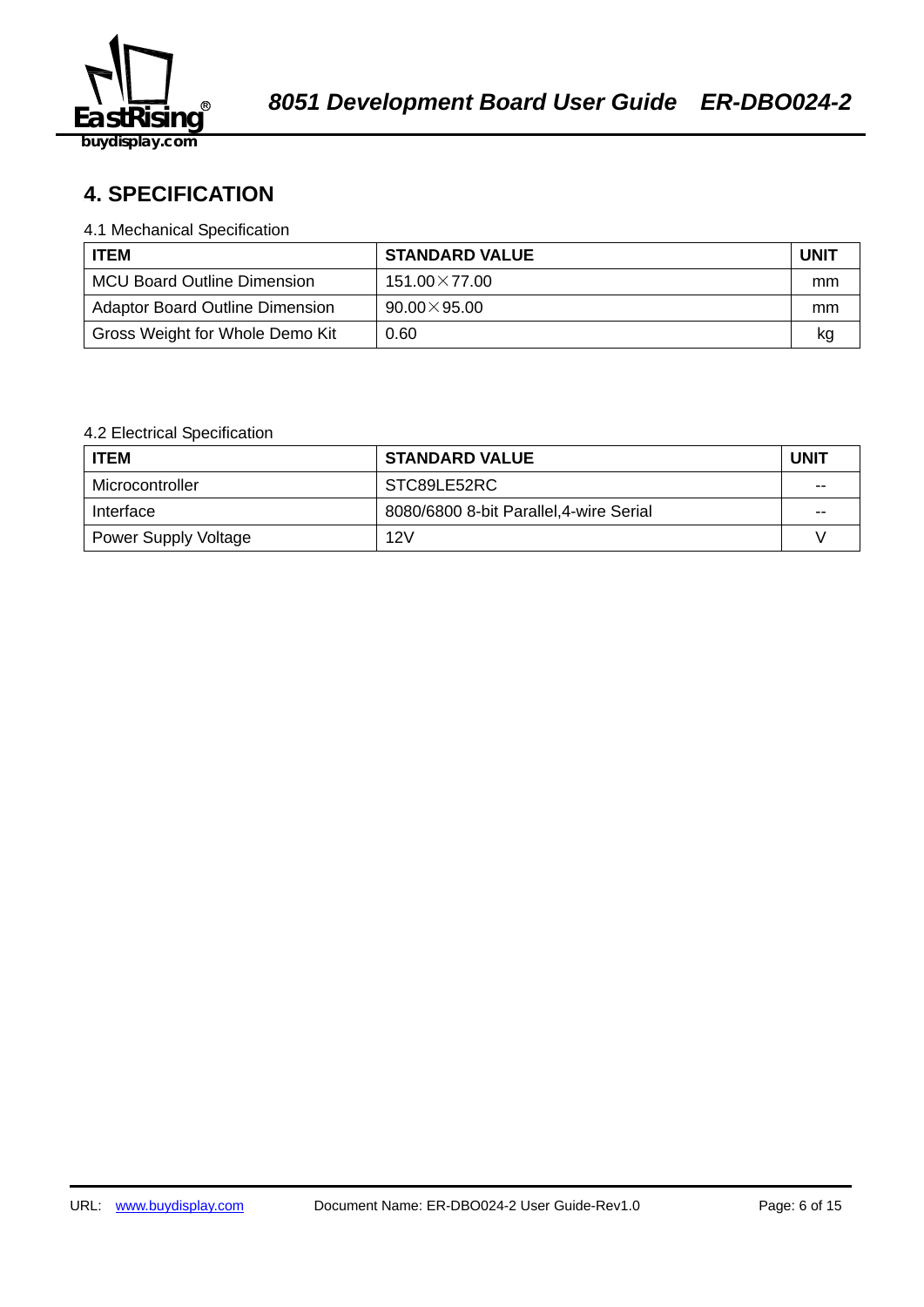## 4. SPECIFICATION

4.1 Mechanical Specification

| ITEM | STANDARD VALUE | UNIT |
|---|---|---|
| MCU Board Outline Dimension | 151.00×77.00 | mm |
| Adaptor Board Outline Dimension | 90.00×95.00 | mm |
| Gross Weight for Whole Demo Kit | 0.60 | kg |

4.2 Electrical Specification

| ITEM | STANDARD VALUE | UNIT |
|---|---|---|
| Microcontroller | STC89LE52RC | -- |
| Interface | 8080/6800 8-bit Parallel,4-wire Serial | -- |
| Power Supply Voltage | 12V | V |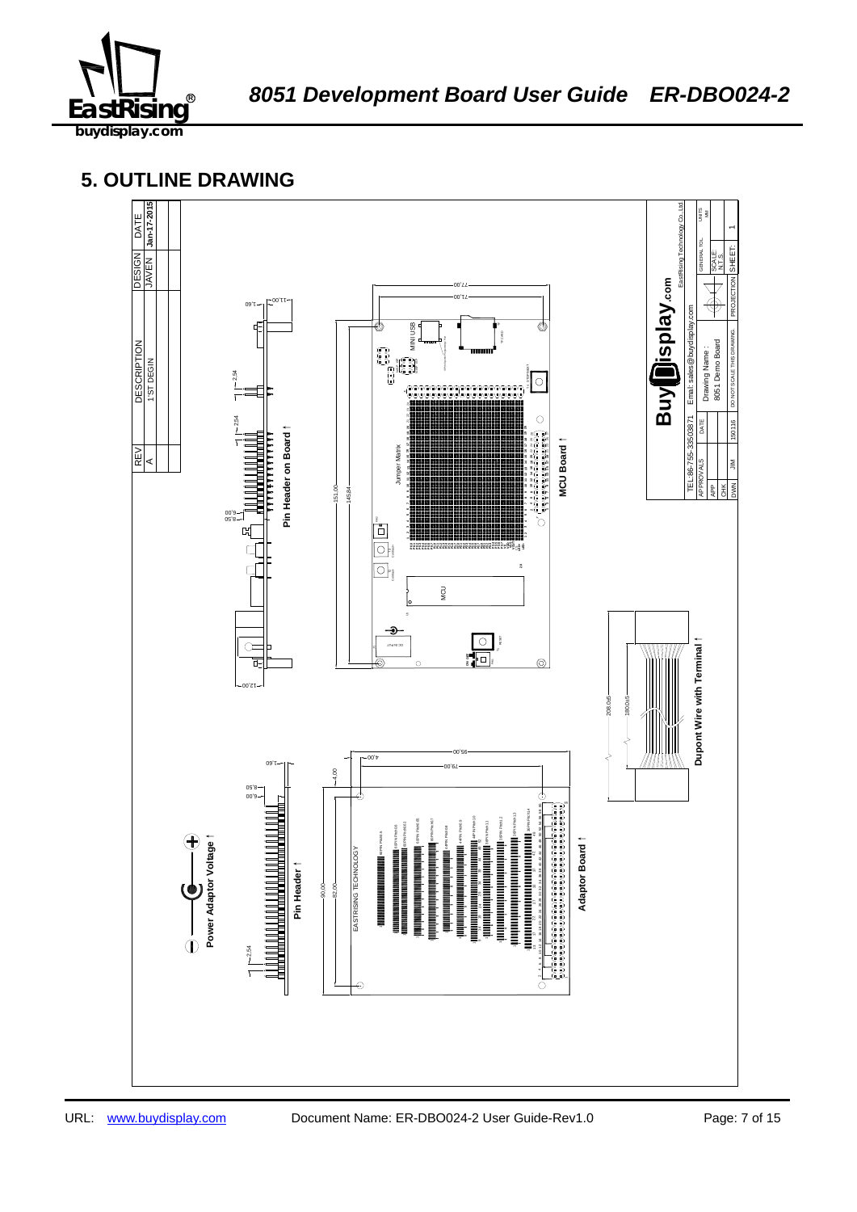## 5. OUTLINE DRAWING

| REV | DESCRIPTION | DESIGN | DATE |
|---|---|---|---|
| A | 1'ST DEGIN | JAVEN | Jan-17-2015 |

Pin Header on Board

MCU Board

Jumper Matrix

MINI USB

MCU

Dupont Wire with Terminal

Power Adaptor Voltage

Pin Header

Adaptor Board

EASTRISING TECHNOLOGY

77.00
71.00
151.00
145.84
11.00
1.60
2.54
6.00
8.50
21.00
208.0±5
180.0±5
95.00
79.00
4.00
90.00
82.00

BuyDisplay.com

EastRising Technology Co.,Ltd

TEL:86-755-33503871

Email: sales@buydisplay.com

| APPROVALS | DATE | Drawing Name : 8051 Demo Board | GENERAL TOL. | UNITS MM |
|---|---|---|---|---|
| APP | | | SCALE N.T.S | |
| CHK | | | | |
| DWN | JIM 150116 | DO NOT SCALE THIS DRAWING | PROJECTION | SHEET: 1 |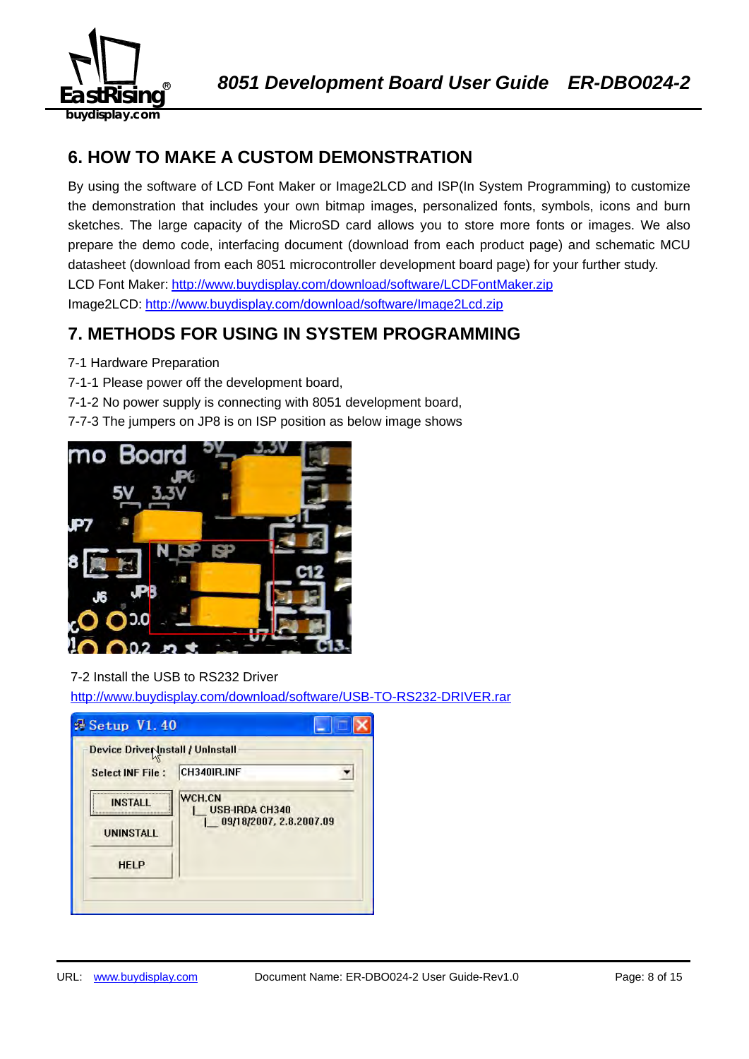## 6. HOW TO MAKE A CUSTOM DEMONSTRATION

By using the software of LCD Font Maker or Image2LCD and ISP(In System Programming) to customize the demonstration that includes your own bitmap images, personalized fonts, symbols, icons and burn sketches. The large capacity of the MicroSD card allows you to store more fonts or images. We also prepare the demo code, interfacing document (download from each product page) and schematic MCU datasheet (download from each 8051 microcontroller development board page) for your further study.

LCD Font Maker: http://www.buydisplay.com/download/software/LCDFontMaker.zip

Image2LCD: http://www.buydisplay.com/download/software/Image2Lcd.zip

## 7. METHODS FOR USING IN SYSTEM PROGRAMMING

7-1 Hardware Preparation

7-1-1 Please power off the development board,

7-1-2 No power supply is connecting with 8051 development board,

7-7-3 The jumpers on JP8 is on ISP position as below image shows

7-2 Install the USB to RS232 Driver

http://www.buydisplay.com/download/software/USB-TO-RS232-DRIVER.rar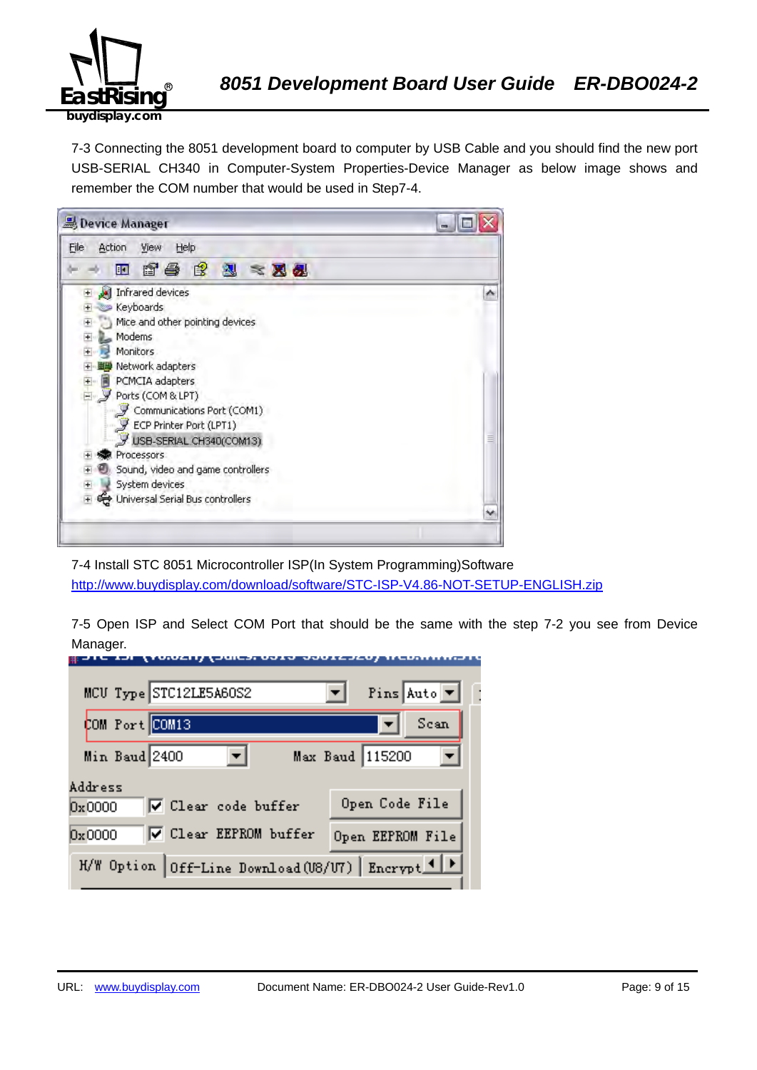7-3 Connecting the 8051 development board to computer by USB Cable and you should find the new port USB-SERIAL CH340 in Computer-System Properties-Device Manager as below image shows and remember the COM number that would be used in Step7-4.

7-4 Install STC 8051 Microcontroller ISP(In System Programming)Software
http://www.buydisplay.com/download/software/STC-ISP-V4.86-NOT-SETUP-ENGLISH.zip

7-5 Open ISP and Select COM Port that should be the same with the step 7-2 you see from Device Manager.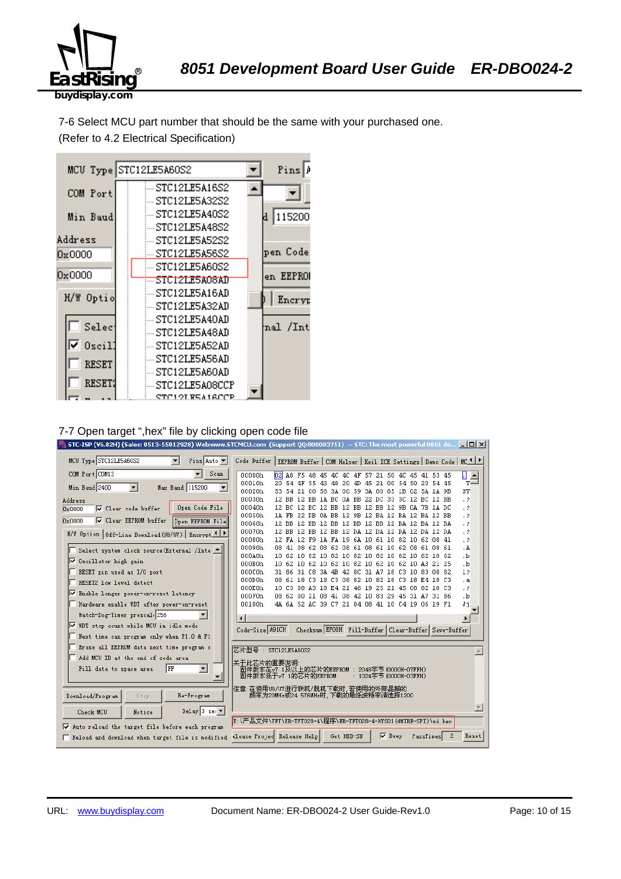7-6 Select MCU part number that should be the same with your purchased one.
(Refer to 4.2 Electrical Specification)

7-7 Open target ",hex" file by clicking open code file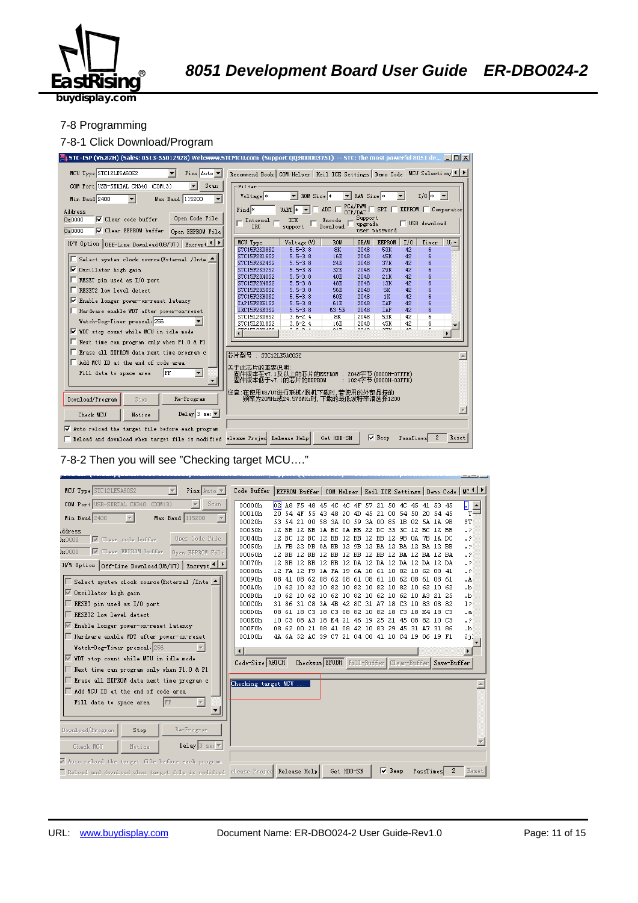7-8 Programming

7-8-1 Click Download/Program

7-8-2 Then you will see "Checking target MCU…."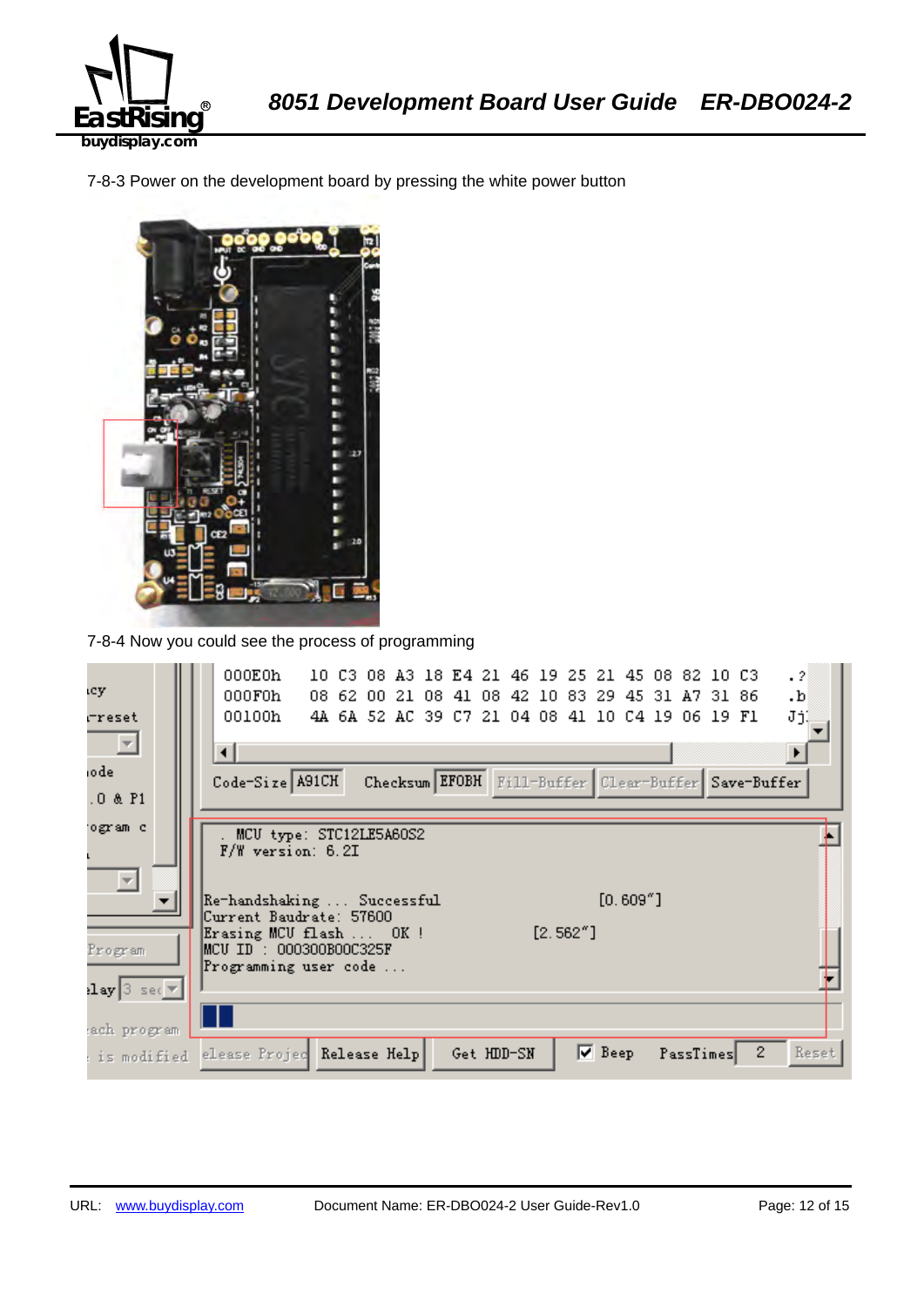7-8-3 Power on the development board by pressing the white power button

7-8-4 Now you could see the process of programming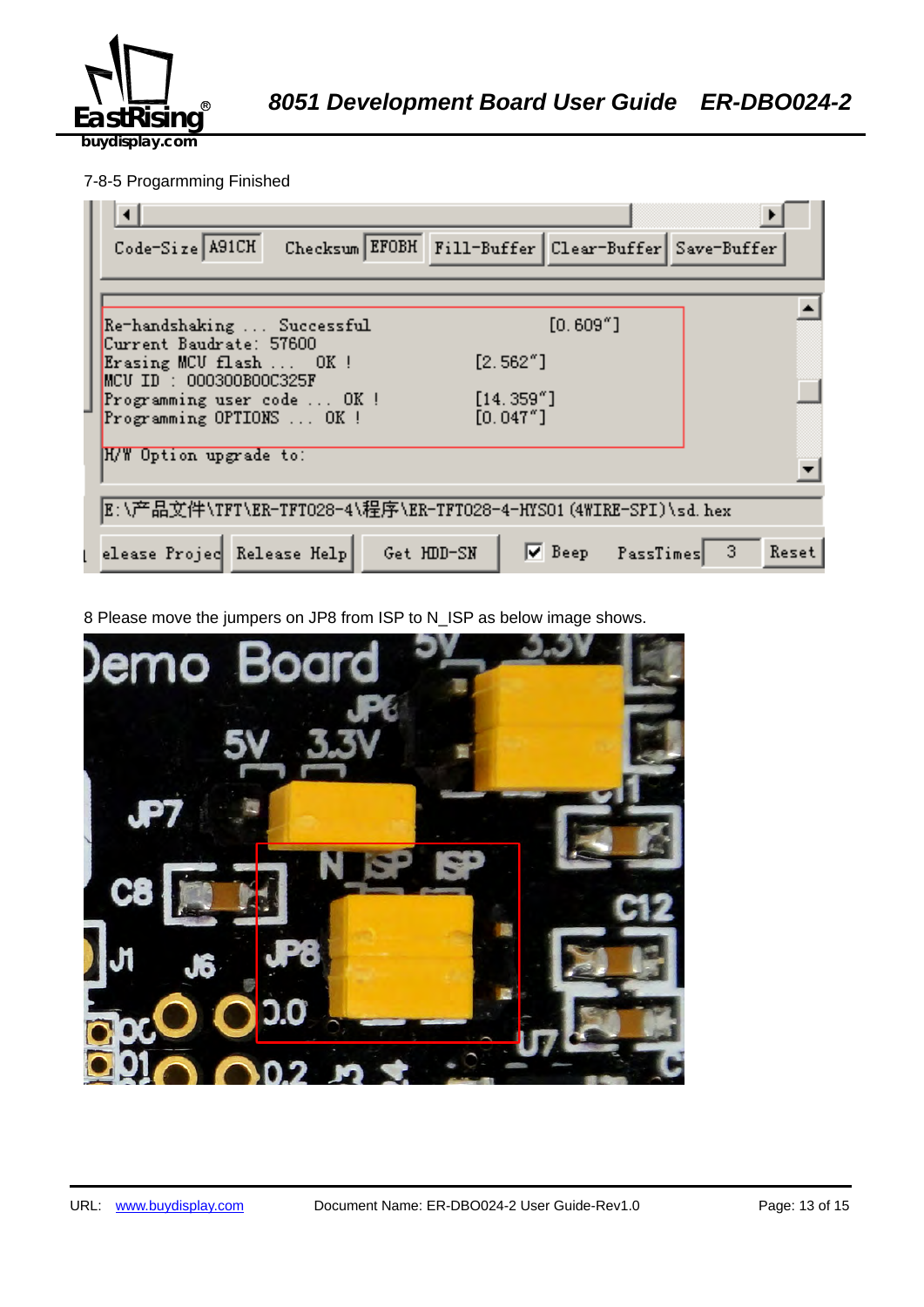7-8-5 Progarmming Finished

8 Please move the jumpers on JP8 from ISP to N_ISP as below image shows.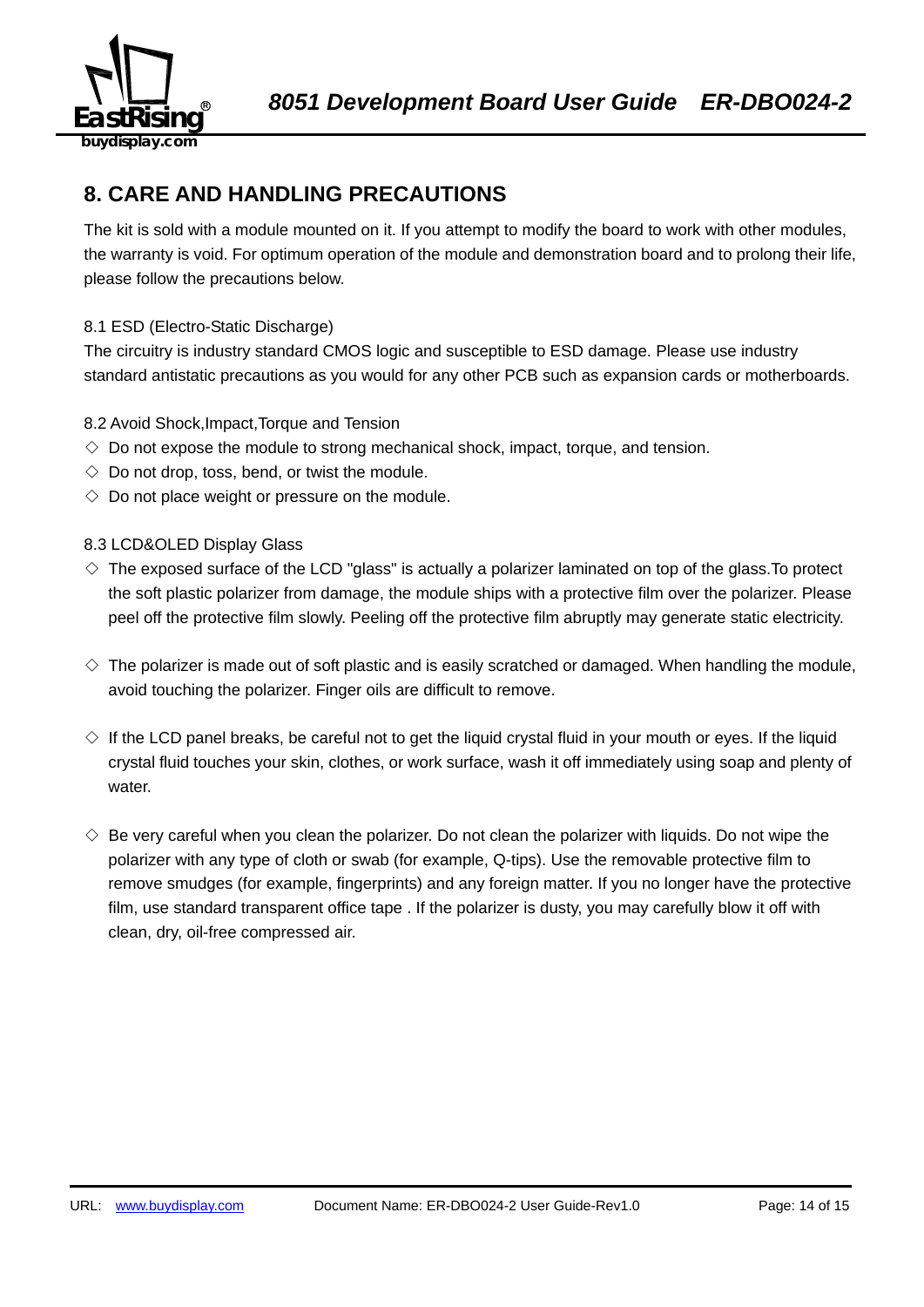## 8. CARE AND HANDLING PRECAUTIONS

The kit is sold with a module mounted on it. If you attempt to modify the board to work with other modules, the warranty is void. For optimum operation of the module and demonstration board and to prolong their life, please follow the precautions below.

### 8.1 ESD (Electro-Static Discharge)

The circuitry is industry standard CMOS logic and susceptible to ESD damage. Please use industry standard antistatic precautions as you would for any other PCB such as expansion cards or motherboards.

### 8.2 Avoid Shock,Impact,Torque and Tension

- ◇ Do not expose the module to strong mechanical shock, impact, torque, and tension.
- ◇ Do not drop, toss, bend, or twist the module.
- ◇ Do not place weight or pressure on the module.

### 8.3 LCD&OLED Display Glass

- ◇ The exposed surface of the LCD "glass" is actually a polarizer laminated on top of the glass.To protect the soft plastic polarizer from damage, the module ships with a protective film over the polarizer. Please peel off the protective film slowly. Peeling off the protective film abruptly may generate static electricity.

- ◇ The polarizer is made out of soft plastic and is easily scratched or damaged. When handling the module, avoid touching the polarizer. Finger oils are difficult to remove.

- ◇ If the LCD panel breaks, be careful not to get the liquid crystal fluid in your mouth or eyes. If the liquid crystal fluid touches your skin, clothes, or work surface, wash it off immediately using soap and plenty of water.

- ◇ Be very careful when you clean the polarizer. Do not clean the polarizer with liquids. Do not wipe the polarizer with any type of cloth or swab (for example, Q-tips). Use the removable protective film to remove smudges (for example, fingerprints) and any foreign matter. If you no longer have the protective film, use standard transparent office tape . If the polarizer is dusty, you may carefully blow it off with clean, dry, oil-free compressed air.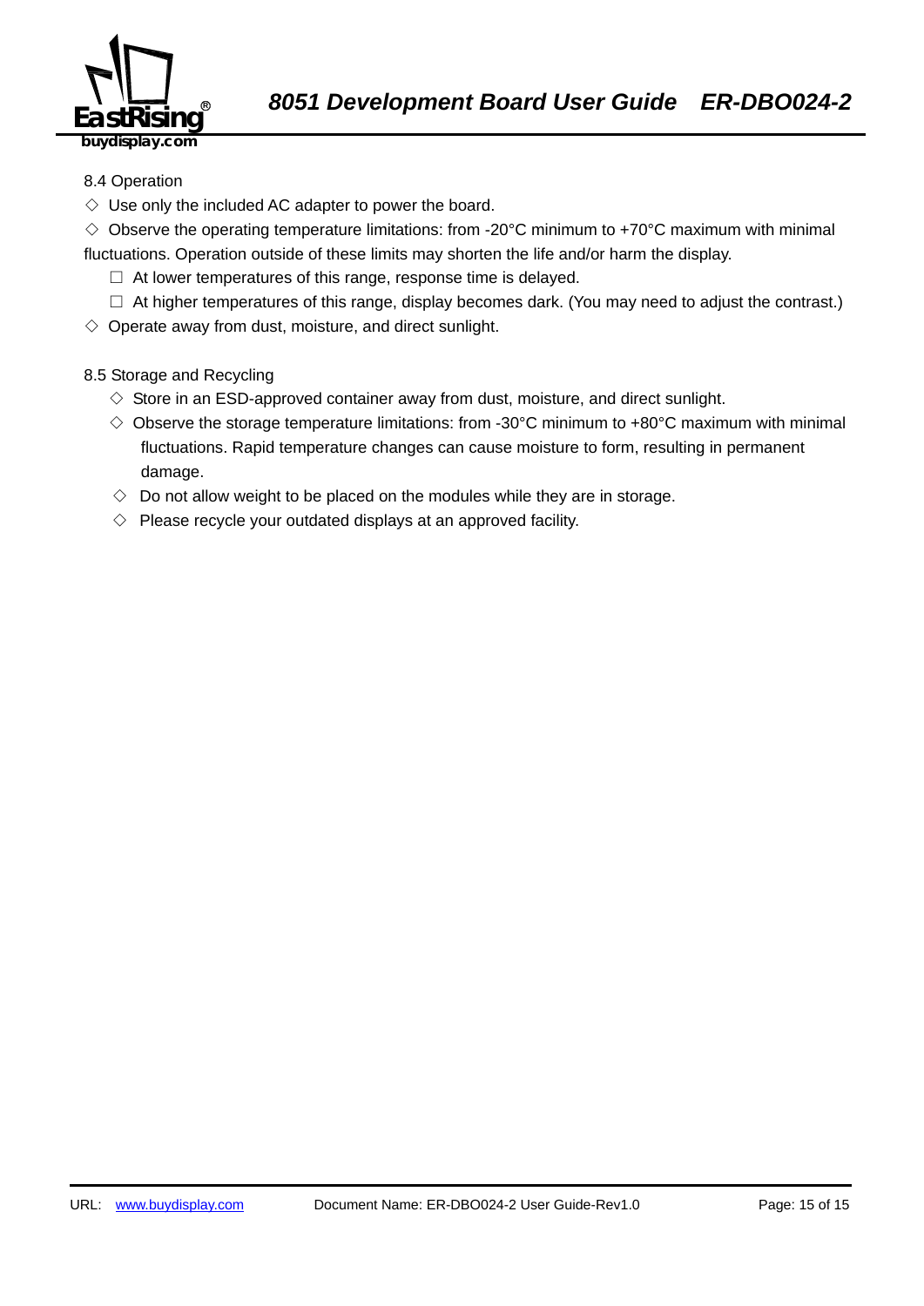8.4 Operation

◇ Use only the included AC adapter to power the board.

◇ Observe the operating temperature limitations: from -20°C minimum to +70°C maximum with minimal fluctuations. Operation outside of these limits may shorten the life and/or harm the display.

- □ At lower temperatures of this range, response time is delayed.
- □ At higher temperatures of this range, display becomes dark. (You may need to adjust the contrast.)

◇ Operate away from dust, moisture, and direct sunlight.

8.5 Storage and Recycling

- ◇ Store in an ESD-approved container away from dust, moisture, and direct sunlight.
- ◇ Observe the storage temperature limitations: from -30°C minimum to +80°C maximum with minimal fluctuations. Rapid temperature changes can cause moisture to form, resulting in permanent damage.
- ◇ Do not allow weight to be placed on the modules while they are in storage.
- ◇ Please recycle your outdated displays at an approved facility.